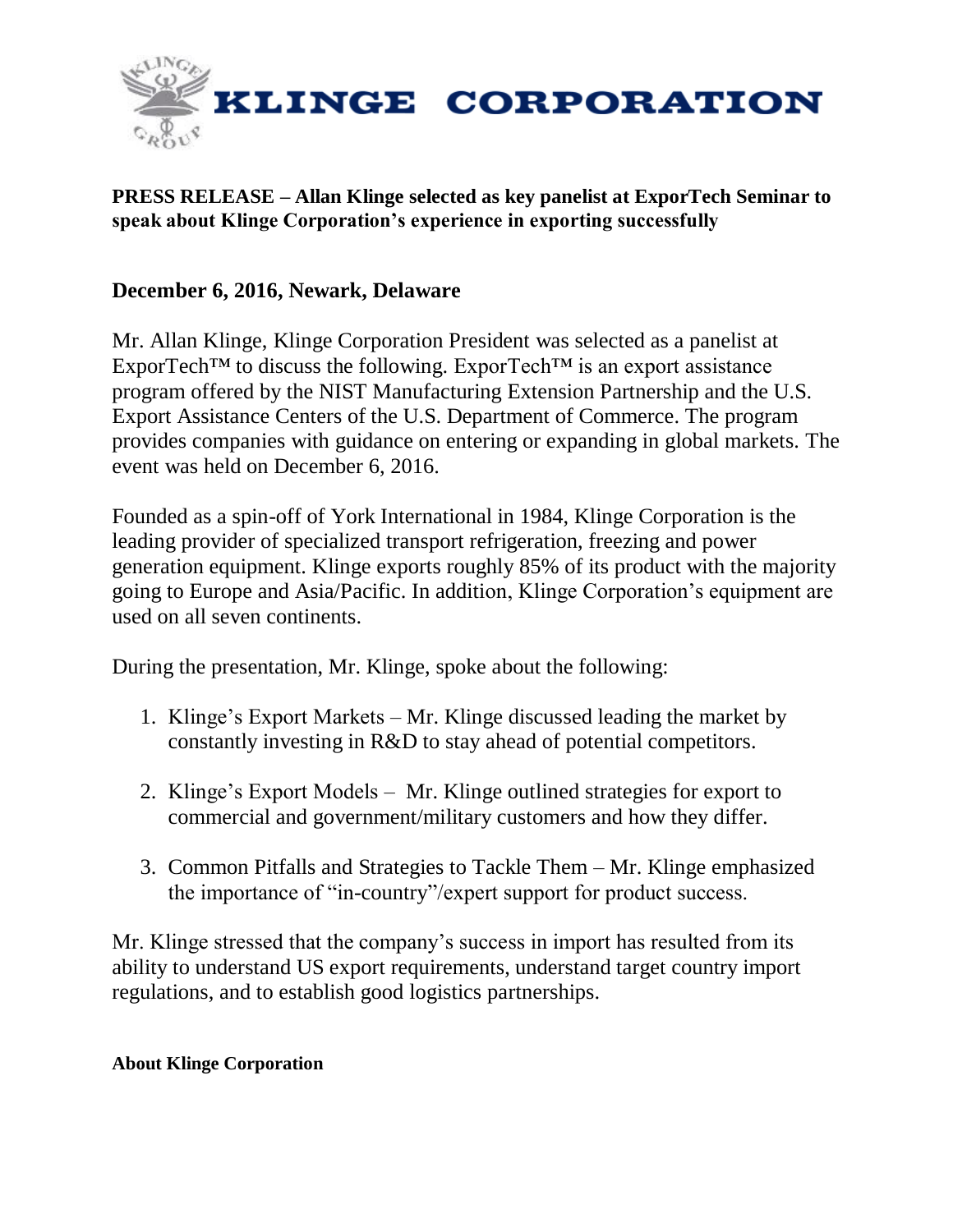# KLINGE CORPORATION

**PRESS RELEASE – Allan Klinge selected as key panelist at ExporTech Seminar to speak about Klinge Corporation's experience in exporting successfully**

## December 6, 2016, Newark, Delaware

Mr. Allan Klinge, Klinge Corporation President was selected as a panelist at ExporTech™ to discuss the following. ExporTech™ is an export assistance program offered by the NIST Manufacturing Extension Partnership and the U.S. Export Assistance Centers of the U.S. Department of Commerce. The program provides companies with guidance on entering or expanding in global markets. The event was held on December 6, 2016.

Founded as a spin-off of York International in 1984, Klinge Corporation is the leading provider of specialized transport refrigeration, freezing and power generation equipment. Klinge exports roughly 85% of its product with the majority going to Europe and Asia/Pacific. In addition, Klinge Corporation's equipment are used on all seven continents.

During the presentation, Mr. Klinge, spoke about the following:

1. Klinge's Export Markets – Mr. Klinge discussed leading the market by constantly investing in R&D to stay ahead of potential competitors.

2. Klinge's Export Models – Mr. Klinge outlined strategies for export to commercial and government/military customers and how they differ.

3. Common Pitfalls and Strategies to Tackle Them – Mr. Klinge emphasized the importance of "in-country"/expert support for product success.

Mr. Klinge stressed that the company's success in import has resulted from its ability to understand US export requirements, understand target country import regulations, and to establish good logistics partnerships.

**About Klinge Corporation**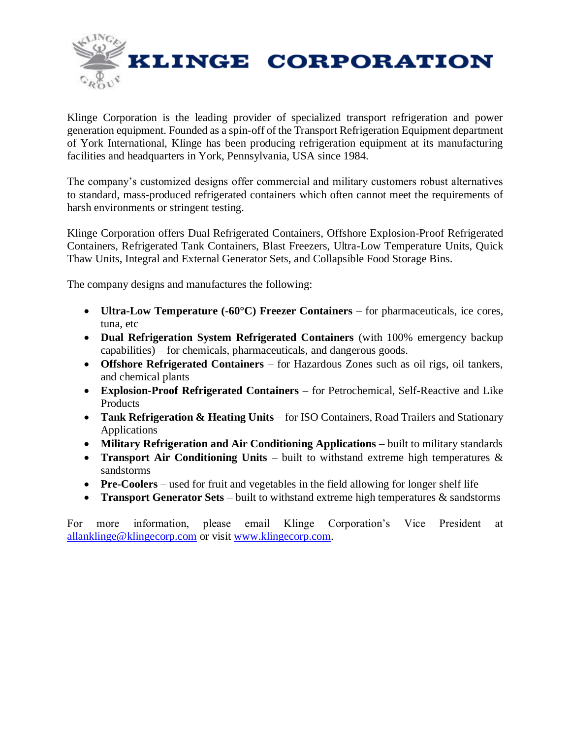# KLINGE CORPORATION

Klinge Corporation is the leading provider of specialized transport refrigeration and power generation equipment. Founded as a spin-off of the Transport Refrigeration Equipment department of York International, Klinge has been producing refrigeration equipment at its manufacturing facilities and headquarters in York, Pennsylvania, USA since 1984.

The company's customized designs offer commercial and military customers robust alternatives to standard, mass-produced refrigerated containers which often cannot meet the requirements of harsh environments or stringent testing.

Klinge Corporation offers Dual Refrigerated Containers, Offshore Explosion-Proof Refrigerated Containers, Refrigerated Tank Containers, Blast Freezers, Ultra-Low Temperature Units, Quick Thaw Units, Integral and External Generator Sets, and Collapsible Food Storage Bins.

The company designs and manufactures the following:

- **Ultra-Low Temperature (-60°C) Freezer Containers** – for pharmaceuticals, ice cores, tuna, etc
- **Dual Refrigeration System Refrigerated Containers** (with 100% emergency backup capabilities) – for chemicals, pharmaceuticals, and dangerous goods.
- **Offshore Refrigerated Containers** – for Hazardous Zones such as oil rigs, oil tankers, and chemical plants
- **Explosion-Proof Refrigerated Containers** – for Petrochemical, Self-Reactive and Like Products
- **Tank Refrigeration & Heating Units** – for ISO Containers, Road Trailers and Stationary Applications
- **Military Refrigeration and Air Conditioning Applications –** built to military standards
- **Transport Air Conditioning Units** – built to withstand extreme high temperatures & sandstorms
- **Pre-Coolers** – used for fruit and vegetables in the field allowing for longer shelf life
- **Transport Generator Sets** – built to withstand extreme high temperatures & sandstorms

For more information, please email Klinge Corporation's Vice President at allanklinge@klingecorp.com or visit www.klingecorp.com.